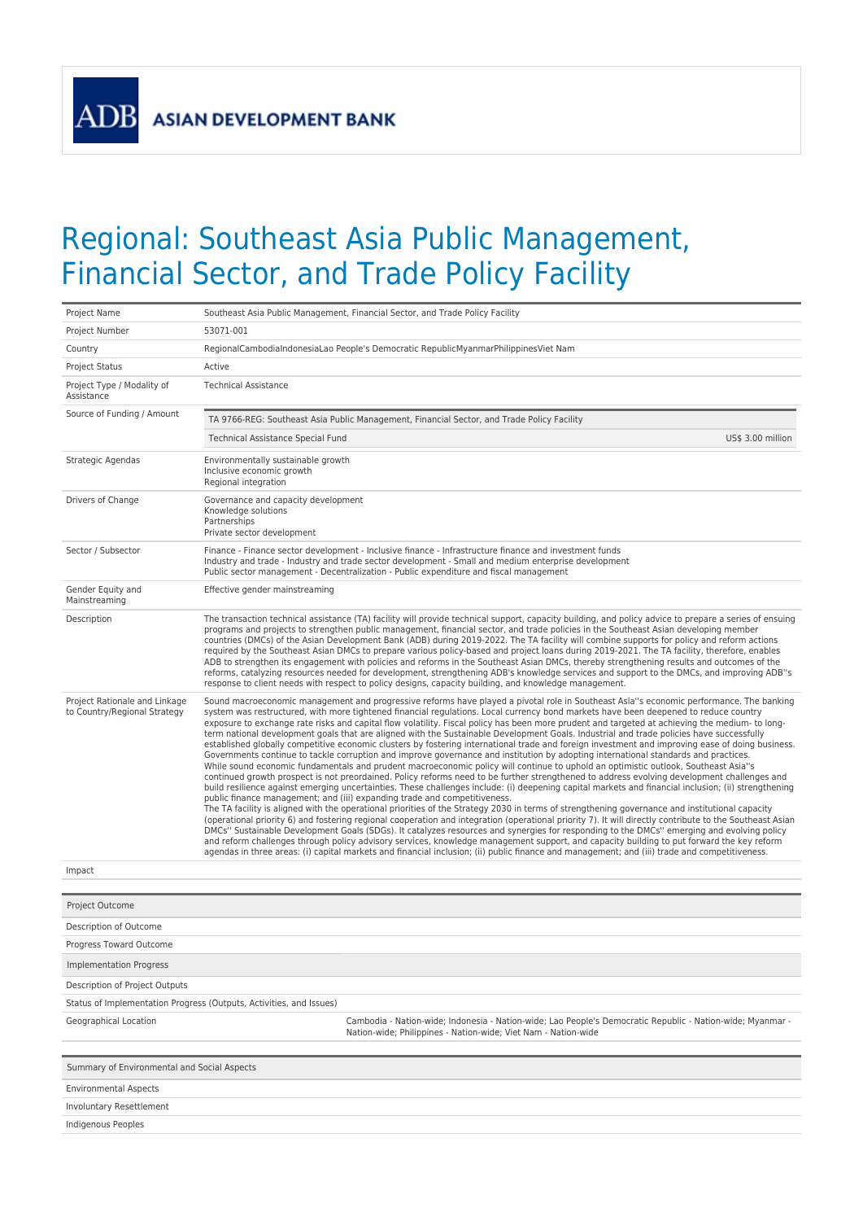ADB ASIAN DEVELOPMENT BANK

# Regional: Southeast Asia Public Management, Financial Sector, and Trade Policy Facility

| | |
|---|---|
| Project Name | Southeast Asia Public Management, Financial Sector, and Trade Policy Facility |
| Project Number | 53071-001 |
| Country | RegionalCambodiaIndonesiaLao People's Democratic RepublicMyanmarPhilippinesViet Nam |
| Project Status | Active |
| Project Type / Modality of Assistance | Technical Assistance |
| Source of Funding / Amount | TA 9766-REG: Southeast Asia Public Management, Financial Sector, and Trade Policy Facility<br>Technical Assistance Special Fund US$ 3.00 million |
| Strategic Agendas | Environmentally sustainable growth<br>Inclusive economic growth<br>Regional integration |
| Drivers of Change | Governance and capacity development<br>Knowledge solutions<br>Partnerships<br>Private sector development |
| Sector / Subsector | Finance - Finance sector development - Inclusive finance - Infrastructure finance and investment funds<br>Industry and trade - Industry and trade sector development - Small and medium enterprise development<br>Public sector management - Decentralization - Public expenditure and fiscal management |
| Gender Equity and Mainstreaming | Effective gender mainstreaming |
| Description | The transaction technical assistance (TA) facility will provide technical support, capacity building, and policy advice to prepare a series of ensuing programs and projects to strengthen public management, financial sector, and trade policies in the Southeast Asian developing member countries (DMCs) of the Asian Development Bank (ADB) during 2019-2022. The TA facility will combine supports for policy and reform actions required by the Southeast Asian DMCs to prepare various policy-based and project loans during 2019-2021. The TA facility, therefore, enables ADB to strengthen its engagement with policies and reforms in the Southeast Asian DMCs, thereby strengthening results and outcomes of the reforms, catalyzing resources needed for development, strengthening ADB's knowledge services and support to the DMCs, and improving ADB''s response to client needs with respect to policy designs, capacity building, and knowledge management. |
| Project Rationale and Linkage to Country/Regional Strategy | Sound macroeconomic management and progressive reforms have played a pivotal role in Southeast Asia''s economic performance. The banking system was restructured, with more tightened financial regulations. Local currency bond markets have been deepened to reduce country exposure to exchange rate risks and capital flow volatility. Fiscal policy has been more prudent and targeted at achieving the medium- to long-term national development goals that are aligned with the Sustainable Development Goals. Industrial and trade policies have successfully established globally competitive economic clusters by fostering international trade and foreign investment and improving ease of doing business. Governments continue to tackle corruption and improve governance and institution by adopting international standards and practices.<br>While sound economic fundamentals and prudent macroeconomic policy will continue to uphold an optimistic outlook, Southeast Asia''s continued growth prospect is not preordained. Policy reforms need to be further strengthened to address evolving development challenges and build resilience against emerging uncertainties. These challenges include: (i) deepening capital markets and financial inclusion; (ii) strengthening public finance management; and (iii) expanding trade and competitiveness.<br>The TA facility is aligned with the operational priorities of the Strategy 2030 in terms of strengthening governance and institutional capacity (operational priority 6) and fostering regional cooperation and integration (operational priority 7). It will directly contribute to the Southeast Asian DMCs'' Sustainable Development Goals (SDGs). It catalyzes resources and synergies for responding to the DMCs'' emerging and evolving policy and reform challenges through policy advisory services, knowledge management support, and capacity building to put forward the key reform agendas in three areas: (i) capital markets and financial inclusion; (ii) public finance and management; and (iii) trade and competitiveness. |
| Impact | |

| | |
|---|---|
| Project Outcome | |
| Description of Outcome | |
| Progress Toward Outcome | |
| Implementation Progress | |
| Description of Project Outputs | |
| Status of Implementation Progress (Outputs, Activities, and Issues) | |
| Geographical Location | Cambodia - Nation-wide; Indonesia - Nation-wide; Lao People's Democratic Republic - Nation-wide; Myanmar - Nation-wide; Philippines - Nation-wide; Viet Nam - Nation-wide |

| |
|---|
| Summary of Environmental and Social Aspects |
| Environmental Aspects |
| Involuntary Resettlement |
| Indigenous Peoples |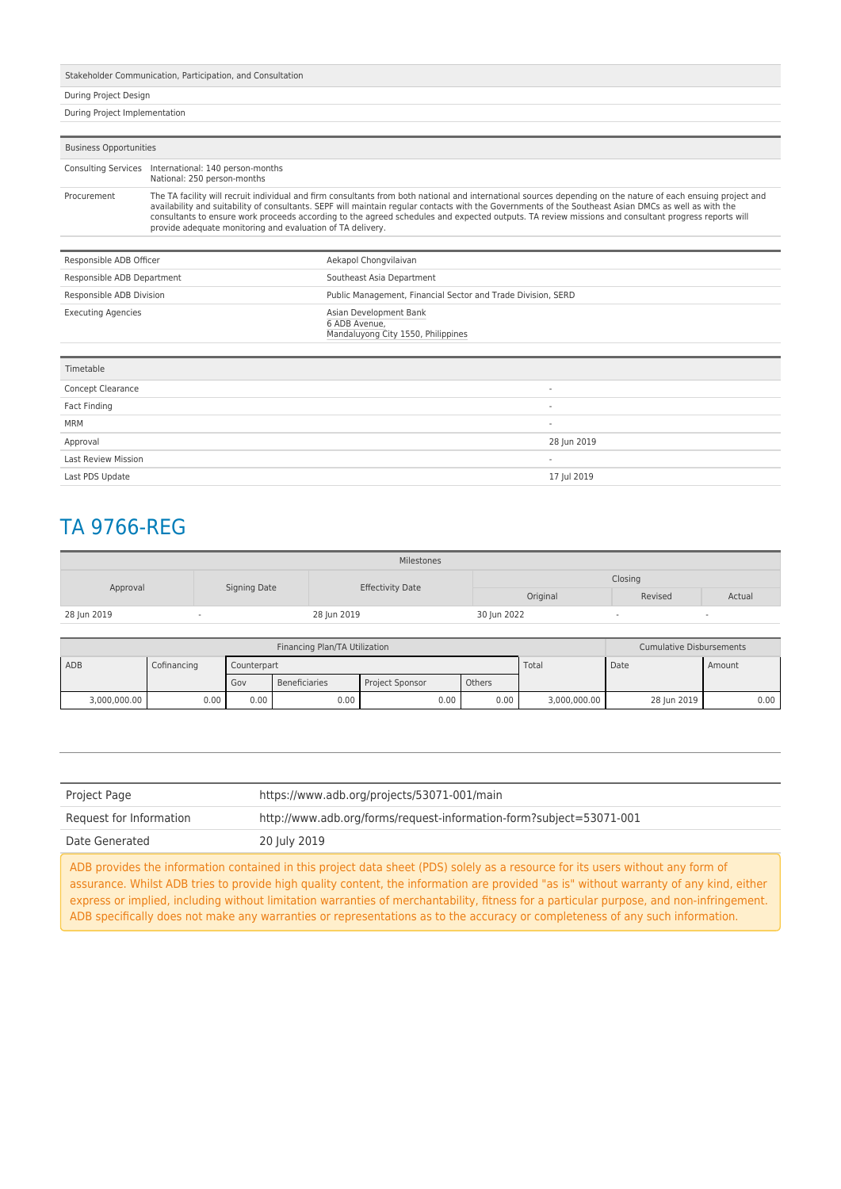| Stakeholder Communication, Participation, and Consultation |
| --- |
| During Project Design |
| During Project Implementation |

| Business Opportunities | |
| --- | --- |
| Consulting Services | International: 140 person-months<br>National: 250 person-months |
| Procurement | The TA facility will recruit individual and firm consultants from both national and international sources depending on the nature of each ensuing project and availability and suitability of consultants. SEPF will maintain regular contacts with the Governments of the Southeast Asian DMCs as well as with the consultants to ensure work proceeds according to the agreed schedules and expected outputs. TA review missions and consultant progress reports will provide adequate monitoring and evaluation of TA delivery. |

| | |
| --- | --- |
| Responsible ADB Officer | Aekapol Chongvilaivan |
| Responsible ADB Department | Southeast Asia Department |
| Responsible ADB Division | Public Management, Financial Sector and Trade Division, SERD |
| Executing Agencies | Asian Development Bank<br>6 ADB Avenue,<br>Mandaluyong City 1550, Philippines |

| Timetable | |
| --- | --- |
| Concept Clearance | - |
| Fact Finding | - |
| MRM | - |
| Approval | 28 Jun 2019 |
| Last Review Mission | - |
| Last PDS Update | 17 Jul 2019 |

## TA 9766-REG

| Milestones | | | | | |
| --- | --- | --- | --- | --- | --- |
| Approval | Signing Date | Effectivity Date | Closing | | |
| | | | Original | Revised | Actual |
| 28 Jun 2019 | - | 28 Jun 2019 | 30 Jun 2022 | - | - |

| Financing Plan/TA Utilization | | | | | | | Cumulative Disbursements | |
| --- | --- | --- | --- | --- | --- | --- | --- | --- |
| ADB | Cofinancing | Counterpart | | | | Total | Date | Amount |
| | | Gov | Beneficiaries | Project Sponsor | Others | | | |
| 3,000,000.00 | 0.00 | 0.00 | 0.00 | 0.00 | 0.00 | 3,000,000.00 | 28 Jun 2019 | 0.00 |

| | |
| --- | --- |
| Project Page | https://www.adb.org/projects/53071-001/main |
| Request for Information | http://www.adb.org/forms/request-information-form?subject=53071-001 |
| Date Generated | 20 July 2019 |

ADB provides the information contained in this project data sheet (PDS) solely as a resource for its users without any form of assurance. Whilst ADB tries to provide high quality content, the information are provided "as is" without warranty of any kind, either express or implied, including without limitation warranties of merchantability, fitness for a particular purpose, and non-infringement. ADB specifically does not make any warranties or representations as to the accuracy or completeness of any such information.